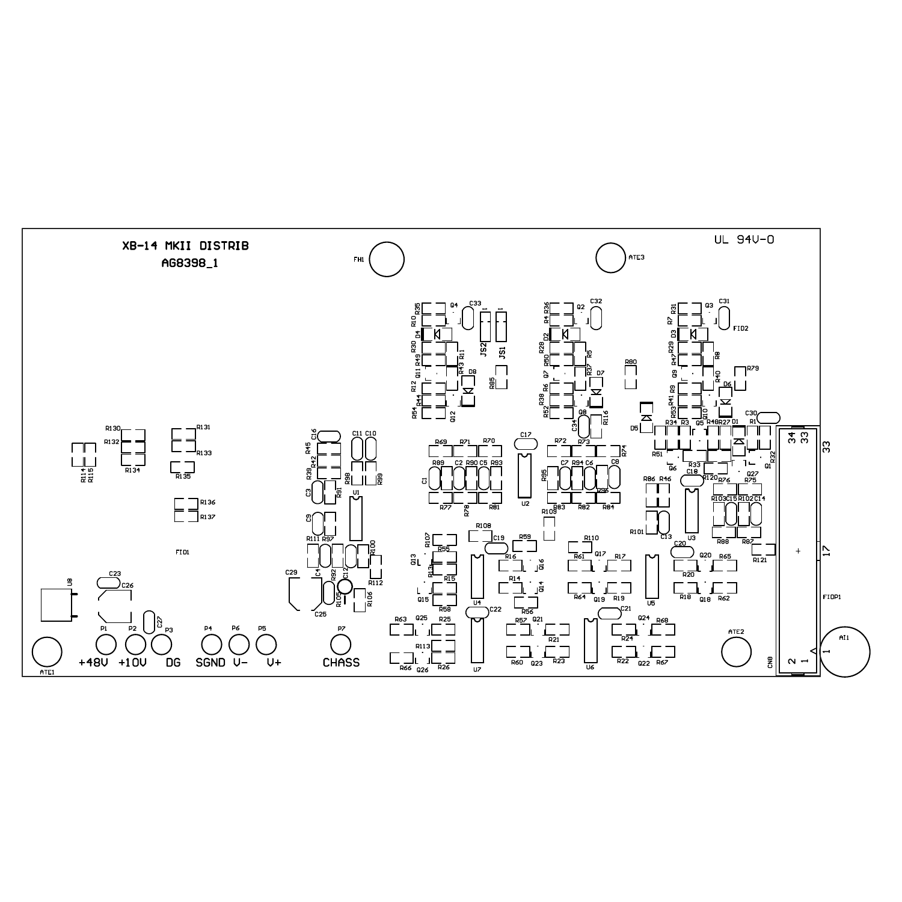XB-14 MKII DISTRIB

AG8398_1

UL 94V-0

FH1 ATE3 FID2 FID1 FIDP1 ATE1 ATE2 AI1

+48V +10V DG SGND V- V+ CHASS

P1 P2 P3 P4 P6 P5 P7

U8 U1 U2 U3 U4 U5 U6 U7

CN8

34 33 17 2 1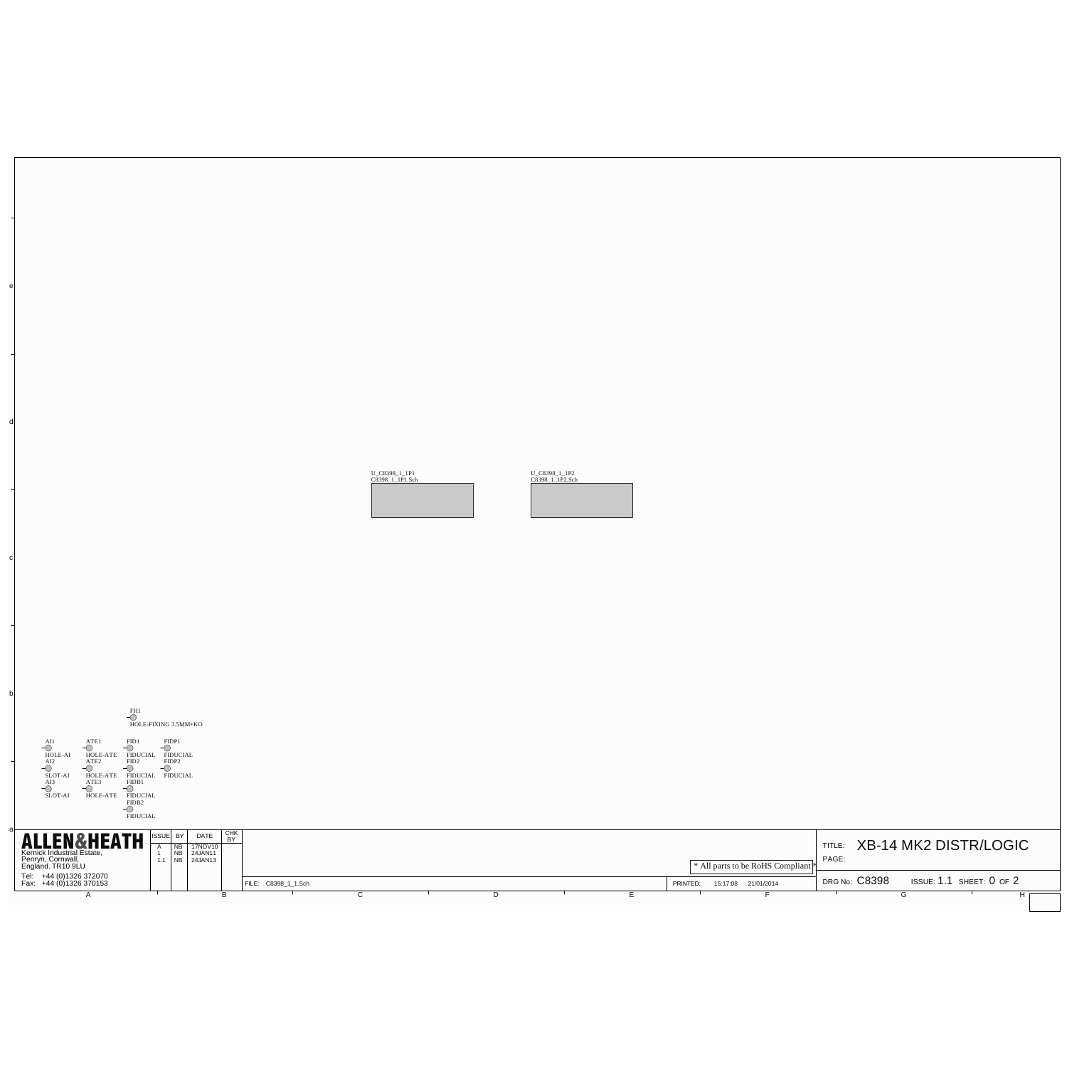U_C8398_1_1P1
C8398_1_1P1.Sch

U_C8398_1_1P2
C8398_1_1P2.Sch

FH1
HOLE-FIXING 3.5MM+KO

AI1
HOLE-AI
AI2
SLOT-AI
AI3
SLOT-AI

ATE1
HOLE-ATE
ATE2
HOLE-ATE
ATE3
HOLE-ATE

FID1
FIDUCIAL
FID2
FIDUCIAL
FIDB1
FIDUCIAL
FIDB2
FIDUCIAL

FIDP1
FIDUCIAL
FIDP2
FIDUCIAL

**ALLEN&HEATH**
Kernick Industrial Estate,
Penryn, Cornwall,
England. TR10 9LU
Tel: +44 (0)1326 372070
Fax: +44 (0)1326 370153

| ISSUE | BY | DATE | CHK BY |
|---|---|---|---|
| A | NB | 17NOV10 | |
| 1 | NB | 24JAN11 | |
| 1.1 | NB | 24JAN13 | |

* All parts to be RoHS Compliant *

FILE: C8398_1_1.Sch

PRINTED: 15:17:08 21/01/2014

TITLE: XB-14 MK2 DISTR/LOGIC
PAGE:

DRG No: C8398 ISSUE: 1.1 SHEET: 0 OF 2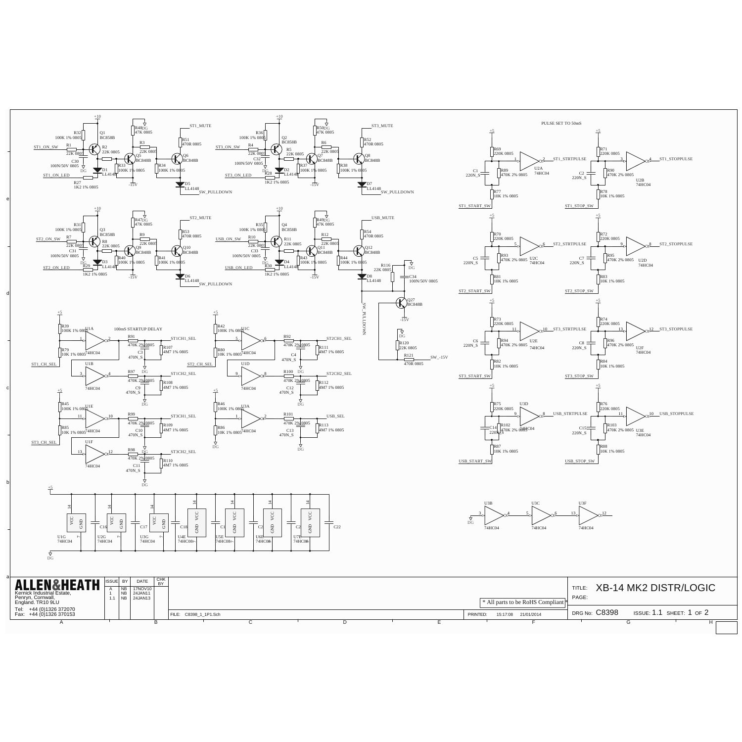PULSE SET TO 50mS

100mS STARTUP DELAY

* All parts to be RoHS Compliant

| ISSUE | BY | DATE | CHK BY |
| --- | --- | --- | --- |
| A | NB | 17NOV10 | |
| 1 | NB | 24JAN11 | |
| 1.1 | NB | 24JAN13 | |

**ALLEN&HEATH**

Kernick Industrial Estate,
Penryn, Cornwall,
England. TR10 9LU

Tel: +44 (0)1326 372070
Fax: +44 (0)1326 370153

FILE: C8398_1_1P1.Sch

PRINTED: 15:17:08 21/01/2014

TITLE: XB-14 MK2 DISTR/LOGIC

PAGE:

DRG No: C8398 ISSUE: 1.1 SHEET: 1 OF 2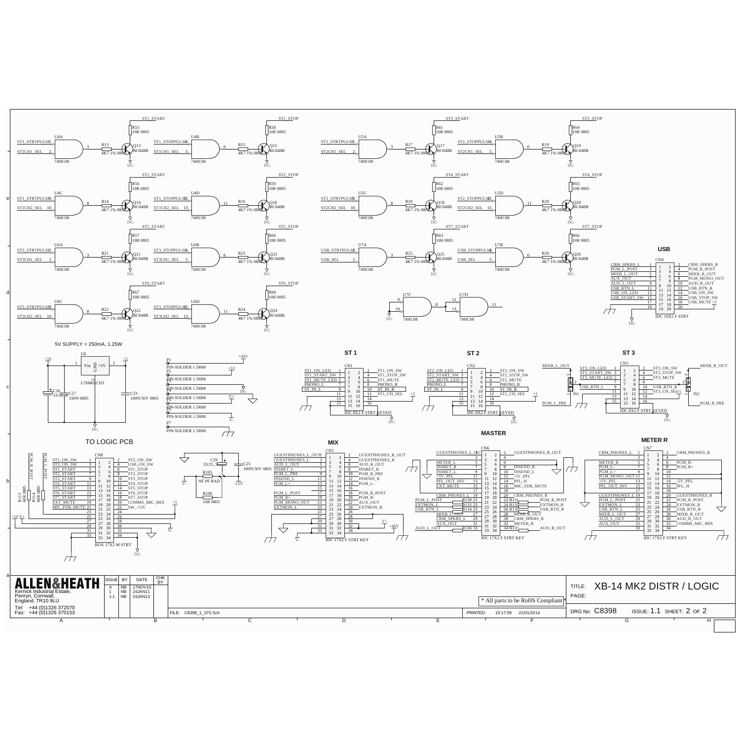# XB-14 MK2 DISTR / LOGIC

5V SUPPLY = 250mA, 1.25W

## ST 1

| CN1 | | | |
|---|---|---|---|
| ST1_ON_LED | 1 | 2 | ST1_ON_SW |
| ST1_START_SW | 3 | 4 | ST1_STOP_SW |
| ST1_MUTE_LED | 5 | 6 | ST1_MUTE |
| PHONO_L | 7 | 8 | PHONO_R |
| ST_IN_L | 9 | 10 | ST_IN_R |
| | 11 | 12 | ST1_CH_SEL |
| | 13 | 14 | |
| | 15 | 16 | |

IDC 8X2 F STRT KEYED

## ST 2

| CN2 | | | |
|---|---|---|---|
| ST2_ON_LED | 1 | 2 | ST2_ON_SW |
| ST2_START_SW | 3 | 4 | ST2_STOP_SW |
| ST2_MUTE_LED | 5 | 6 | ST2_MUTE |
| PHONO_L | 7 | 8 | PHONO_R |
| ST_IN_L | 9 | 10 | ST_IN_R |
| | 11 | 12 | ST2_CH_SEL |
| | 13 | 14 | |
| | 15 | 16 | |

IDC 8X2 F STRT KEYED

## ST 3

| CN3 | | | |
|---|---|---|---|
| ST3_ON_LED | 1 | 2 | ST3_ON_SW |
| ST3_START_SW | 3 | 4 | ST3_STOP_SW |
| ST3_MUTE_LED | 5 | 6 | ST3_MUTE |
| | 7 | 8 | |
| USB_RTN_L | 9 | 10 | USB_RTN_R |
| | 11 | 12 | ST3_CH_SEL |
| | 13 | 14 | |
| | 15 | 16 | |

IDC 8X2 F STRT KEYED

## USB

| CN4 | | | |
|---|---|---|---|
| CRM_SPKRS_L | 1 | 2 | CRM_SPKRS_R |
| PGM_L_POST | 3 | 4 | PGM_R_POST |
| MIXB_L_OUT | 5 | 6 | MIXB_R_OUT |
| AUX_OUT | 7 | 8 | PGM_MONO_OUT |
| AUD_L_OUT | 9 | 10 | AUD_R_OUT |
| USB_RTN_L | 11 | 12 | USB_RTN_R |
| USB_ON_LED | 13 | 14 | USB_ON_SW |
| USB_START_SW | 15 | 16 | USB_STOP_SW |
| | 17 | 18 | USB_MUTE |
| | 19 | 20 | |

IDC 10X2 F STRT

## TO LOGIC PCB

| CN8 | | | |
|---|---|---|---|
| ST1_ON_SW | 1 | 2 | ST2_ON_SW |
| ST3_ON_SW | 3 | 4 | USB_ON_SW |
| ST1_START | 5 | 6 | ST1_STOP |
| ST2_START | 7 | 8 | ST2_STOP |
| ST3_START | 9 | 10 | ST3_STOP |
| ST4_START | 11 | 12 | ST4_STOP |
| ST5_START | 13 | 14 | ST5_STOP |
| ST6_START | 15 | 16 | ST6_STOP |
| ST7_START | 17 | 18 | ST7_STOP |
| EXT_MUTE | 19 | 20 | COMMS_MIC_MIX |
| MIC_FDR_MUTE | 21 | 22 | SW_-15V |
| | 23 | 24 | |
| | 25 | 26 | |
| | 27 | 28 | |
| | 29 | 30 | |
| | 31 | 32 | |
| | 33 | 34 | |

BOX 17X2 M STRT

## MIX

| CN5 | | | |
|---|---|---|---|
| GUESTPHONES_L_OUT | 1 | 2 | GUESTPHONES_R_OUT |
| GUESTPHONES_L | 3 | 4 | GUESTPHONES_R |
| AUD_L_OUT | 5 | 6 | AUD_R_OUT |
| INSRET_L | 7 | 8 | INSRET_R |
| PGM_L_PRE | 9 | 10 | PGM_R_PRE |
| INSEND_L | 11 | 12 | INSEND_R |
| PGM_L+ | 13 | 14 | PGM_L- |
| | 15 | 16 | |
| PGM_L_POST | 17 | 18 | PGM_R_POST |
| PGM_R+ | 19 | 20 | PGM_R- |
| PGM_MONO_OUT | 21 | 22 | AUX_OUT |
| EXTMON_L | 23 | 24 | EXTMON_R |
| | 25 | 26 | |
| | 27 | 28 | |
| | 29 | 30 | |
| | 31 | 32 | |
| | 33 | 34 | |

IDC 17X2 F STRT KEY

## MASTER

| CN6 | | | |
|---|---|---|---|
| GUESTPHONES_L_OUT | 1 | 2 | GUESTPHONES_R_OUT |
| | 3 | 4 | |
| METER_L | 5 | 6 | |
| INSRET_R | 7 | 8 | INSEND_R |
| INSRET_L | 9 | 10 | INSEND_L |
| +5V_PFL | 11 | 12 | -5V_PFL |
| PFL_OUT_INV | 13 | 14 | PFL_H |
| EXT_MUTE | 15 | 16 | MIC_FDR_MUTE |
| | 17 | 18 | |
| CRM_PHONES_L | 19 | 20 | CRM_PHONES_R |
| PGM_L_POST (R130) | 21 | 22 | PGM_R_POST (R131) |
| EXTMON_L (R132) | 23 | 24 | EXTMON_R (R133) |
| USB_RTN_L (R134) | 25 | 26 | USB_RTN_R (R135) |
| MIXB_L_OUT | 27 | 28 | MIXB_R_OUT |
| CRM_SPKRS_L | 29 | 30 | CRM_SPKRS_R |
| AUX_OUT | 31 | 32 | METER_R |
| AUD_L_OUT (R136) | 33 | 34 | AUD_R_OUT (R137) |

IDC 17X2 F STRT KEY

## METER R

| CN7 | | | |
|---|---|---|---|
| CRM_PHONES_L | 1 | 2 | CRM_PHONES_R |
| | 3 | 4 | |
| METER_R | 5 | 6 | PGM_R- |
| PGM_L- | 7 | 8 | PGM_R+ |
| PGM_L+ | 9 | 10 | |
| PGM_MONO_OUT | 11 | 12 | |
| +5V_PFL | 13 | 14 | -5V_PFL |
| PFL_OUT_INV | 15 | 16 | PFL_H |
| | 17 | 18 | |
| GUESTPHONES_L | 19 | 20 | GUESTPHONES_R |
| PGM_L_POST | 21 | 22 | PGM_R_POST |
| EXTMON_L | 23 | 24 | EXTMON_R |
| USB_RTN_L | 25 | 26 | USB_RTN_R |
| MIXB_L_OUT | 27 | 28 | MIXB_R_OUT |
| AUD_L_OUT | 29 | 30 | AUD_R_OUT |
| AUX_OUT | 31 | 32 | COMMS_MIC_MIX |
| | 33 | 34 | |

IDC 17X2 F STRT KEY

---

**ALLEN&HEATH**
Kernick Industrial Estate,
Penryn, Cornwall,
England. TR10 9LU
Tel: +44 (0)1326 372070
Fax: +44 (0)1326 370153

| ISSUE | BY | DATE | CHK BY |
|---|---|---|---|
| A | NB | 17NOV10 | |
| 1 | NB | 24JAN11 | |
| 1.1 | NB | 24JAN13 | |

\* All parts to be RoHS Compliant

FILE: C8398_1_1P2.Sch — PRINTED: 15:17:09 21/01/2014

TITLE: XB-14 MK2 DISTR / LOGIC

DRG No: C8398 — ISSUE: 1.1 — SHEET: 2 OF 2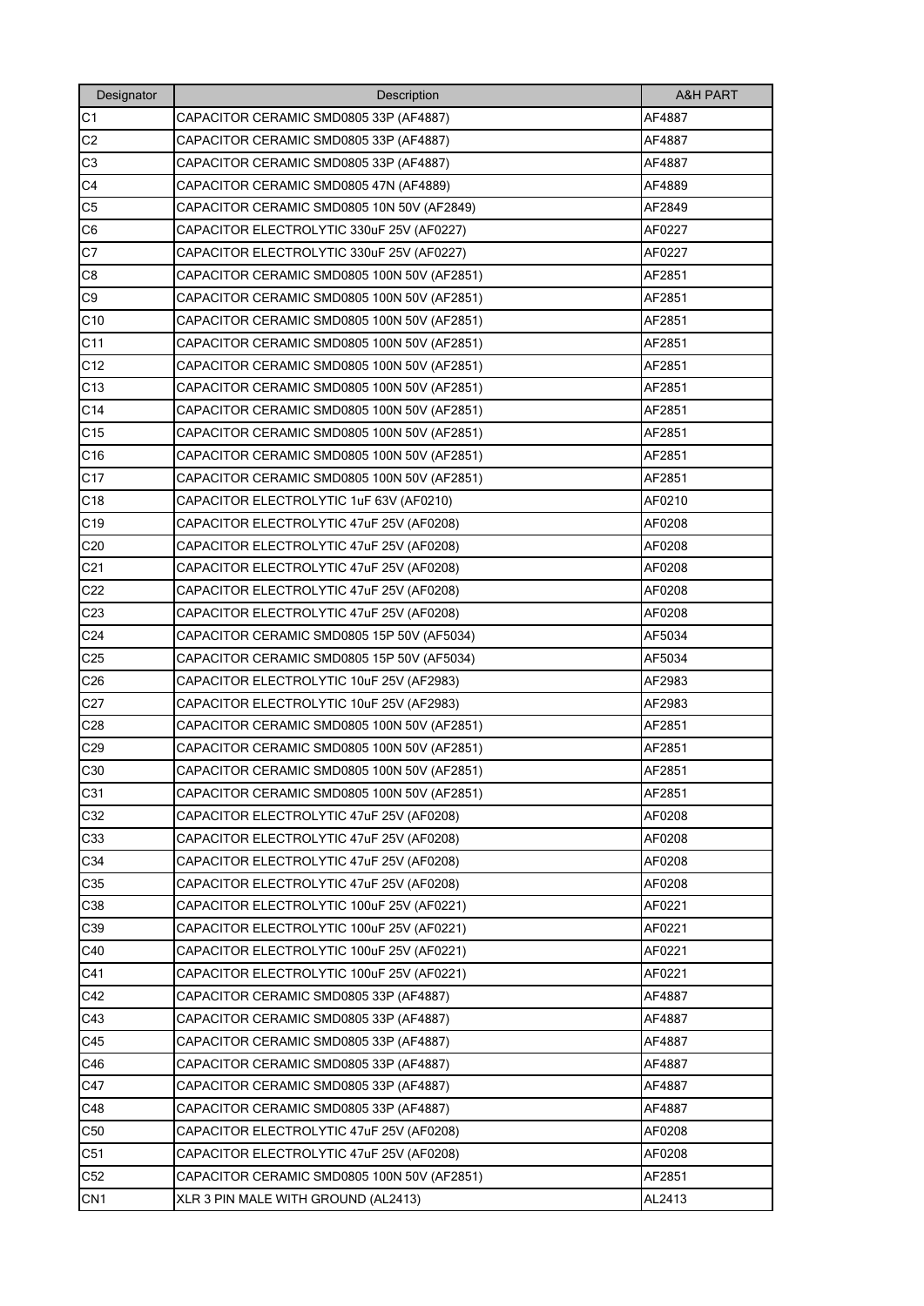| Designator | Description | A&H PART |
|---|---|---|
| C1 | CAPACITOR CERAMIC SMD0805 33P (AF4887) | AF4887 |
| C2 | CAPACITOR CERAMIC SMD0805 33P (AF4887) | AF4887 |
| C3 | CAPACITOR CERAMIC SMD0805 33P (AF4887) | AF4887 |
| C4 | CAPACITOR CERAMIC SMD0805 47N (AF4889) | AF4889 |
| C5 | CAPACITOR CERAMIC SMD0805 10N 50V (AF2849) | AF2849 |
| C6 | CAPACITOR ELECTROLYTIC 330uF 25V (AF0227) | AF0227 |
| C7 | CAPACITOR ELECTROLYTIC 330uF 25V (AF0227) | AF0227 |
| C8 | CAPACITOR CERAMIC SMD0805 100N 50V (AF2851) | AF2851 |
| C9 | CAPACITOR CERAMIC SMD0805 100N 50V (AF2851) | AF2851 |
| C10 | CAPACITOR CERAMIC SMD0805 100N 50V (AF2851) | AF2851 |
| C11 | CAPACITOR CERAMIC SMD0805 100N 50V (AF2851) | AF2851 |
| C12 | CAPACITOR CERAMIC SMD0805 100N 50V (AF2851) | AF2851 |
| C13 | CAPACITOR CERAMIC SMD0805 100N 50V (AF2851) | AF2851 |
| C14 | CAPACITOR CERAMIC SMD0805 100N 50V (AF2851) | AF2851 |
| C15 | CAPACITOR CERAMIC SMD0805 100N 50V (AF2851) | AF2851 |
| C16 | CAPACITOR CERAMIC SMD0805 100N 50V (AF2851) | AF2851 |
| C17 | CAPACITOR CERAMIC SMD0805 100N 50V (AF2851) | AF2851 |
| C18 | CAPACITOR ELECTROLYTIC 1uF 63V (AF0210) | AF0210 |
| C19 | CAPACITOR ELECTROLYTIC 47uF 25V (AF0208) | AF0208 |
| C20 | CAPACITOR ELECTROLYTIC 47uF 25V (AF0208) | AF0208 |
| C21 | CAPACITOR ELECTROLYTIC 47uF 25V (AF0208) | AF0208 |
| C22 | CAPACITOR ELECTROLYTIC 47uF 25V (AF0208) | AF0208 |
| C23 | CAPACITOR ELECTROLYTIC 47uF 25V (AF0208) | AF0208 |
| C24 | CAPACITOR CERAMIC SMD0805 15P 50V (AF5034) | AF5034 |
| C25 | CAPACITOR CERAMIC SMD0805 15P 50V (AF5034) | AF5034 |
| C26 | CAPACITOR ELECTROLYTIC 10uF 25V (AF2983) | AF2983 |
| C27 | CAPACITOR ELECTROLYTIC 10uF 25V (AF2983) | AF2983 |
| C28 | CAPACITOR CERAMIC SMD0805 100N 50V (AF2851) | AF2851 |
| C29 | CAPACITOR CERAMIC SMD0805 100N 50V (AF2851) | AF2851 |
| C30 | CAPACITOR CERAMIC SMD0805 100N 50V (AF2851) | AF2851 |
| C31 | CAPACITOR CERAMIC SMD0805 100N 50V (AF2851) | AF2851 |
| C32 | CAPACITOR ELECTROLYTIC 47uF 25V (AF0208) | AF0208 |
| C33 | CAPACITOR ELECTROLYTIC 47uF 25V (AF0208) | AF0208 |
| C34 | CAPACITOR ELECTROLYTIC 47uF 25V (AF0208) | AF0208 |
| C35 | CAPACITOR ELECTROLYTIC 47uF 25V (AF0208) | AF0208 |
| C38 | CAPACITOR ELECTROLYTIC 100uF 25V (AF0221) | AF0221 |
| C39 | CAPACITOR ELECTROLYTIC 100uF 25V (AF0221) | AF0221 |
| C40 | CAPACITOR ELECTROLYTIC 100uF 25V (AF0221) | AF0221 |
| C41 | CAPACITOR ELECTROLYTIC 100uF 25V (AF0221) | AF0221 |
| C42 | CAPACITOR CERAMIC SMD0805 33P (AF4887) | AF4887 |
| C43 | CAPACITOR CERAMIC SMD0805 33P (AF4887) | AF4887 |
| C45 | CAPACITOR CERAMIC SMD0805 33P (AF4887) | AF4887 |
| C46 | CAPACITOR CERAMIC SMD0805 33P (AF4887) | AF4887 |
| C47 | CAPACITOR CERAMIC SMD0805 33P (AF4887) | AF4887 |
| C48 | CAPACITOR CERAMIC SMD0805 33P (AF4887) | AF4887 |
| C50 | CAPACITOR ELECTROLYTIC 47uF 25V (AF0208) | AF0208 |
| C51 | CAPACITOR ELECTROLYTIC 47uF 25V (AF0208) | AF0208 |
| C52 | CAPACITOR CERAMIC SMD0805 100N 50V (AF2851) | AF2851 |
| CN1 | XLR 3 PIN MALE WITH GROUND (AL2413) | AL2413 |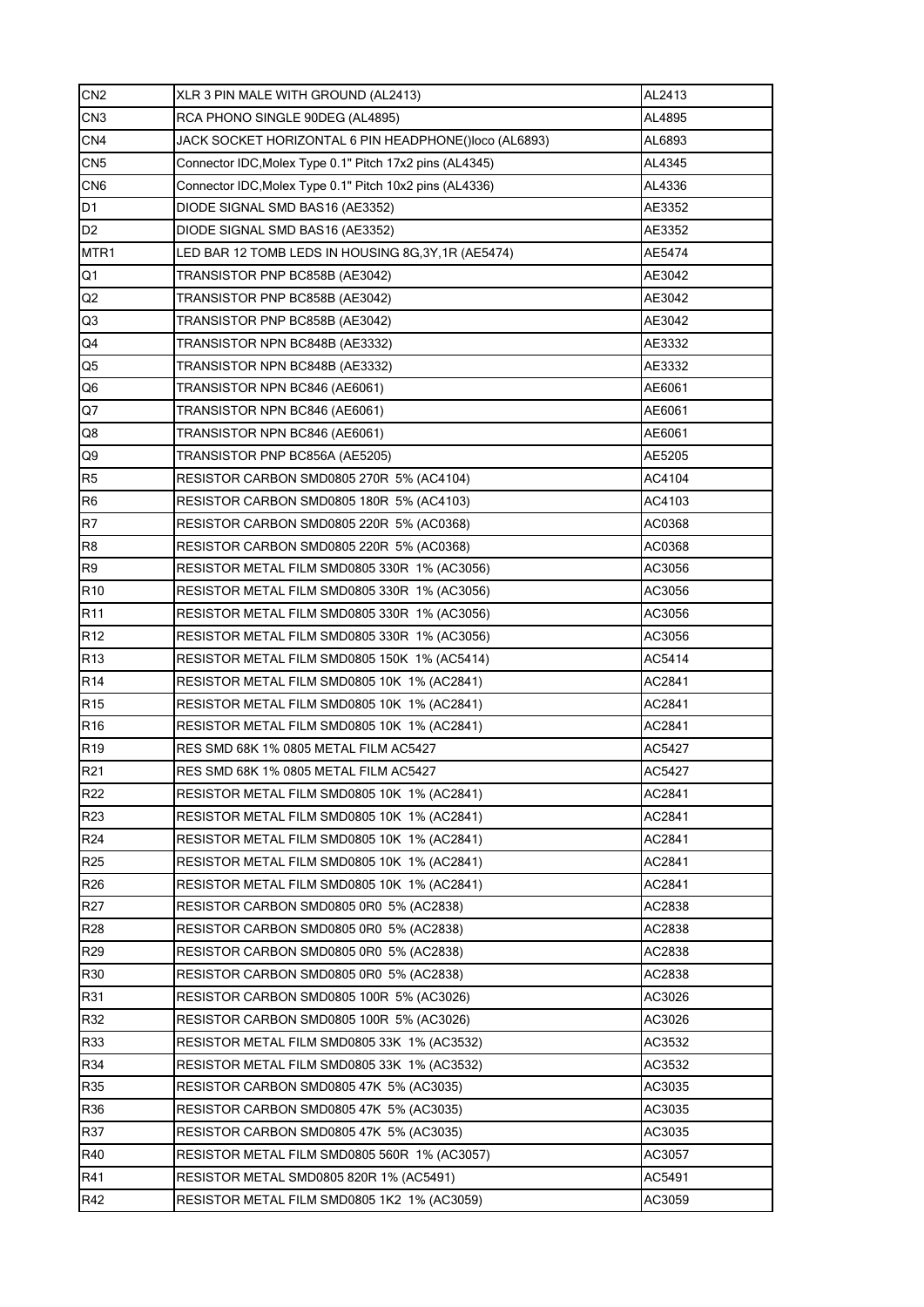| CN2 | XLR 3 PIN MALE WITH GROUND (AL2413) | AL2413 |
|---|---|---|
| CN3 | RCA PHONO SINGLE 90DEG (AL4895) | AL4895 |
| CN4 | JACK SOCKET HORIZONTAL 6 PIN HEADPHONE()loco (AL6893) | AL6893 |
| CN5 | Connector IDC,Molex Type 0.1" Pitch 17x2 pins (AL4345) | AL4345 |
| CN6 | Connector IDC,Molex Type 0.1" Pitch 10x2 pins (AL4336) | AL4336 |
| D1 | DIODE SIGNAL SMD BAS16 (AE3352) | AE3352 |
| D2 | DIODE SIGNAL SMD BAS16 (AE3352) | AE3352 |
| MTR1 | LED BAR 12 TOMB LEDS IN HOUSING 8G,3Y,1R (AE5474) | AE5474 |
| Q1 | TRANSISTOR PNP BC858B (AE3042) | AE3042 |
| Q2 | TRANSISTOR PNP BC858B (AE3042) | AE3042 |
| Q3 | TRANSISTOR PNP BC858B (AE3042) | AE3042 |
| Q4 | TRANSISTOR NPN BC848B (AE3332) | AE3332 |
| Q5 | TRANSISTOR NPN BC848B (AE3332) | AE3332 |
| Q6 | TRANSISTOR NPN BC846 (AE6061) | AE6061 |
| Q7 | TRANSISTOR NPN BC846 (AE6061) | AE6061 |
| Q8 | TRANSISTOR NPN BC846 (AE6061) | AE6061 |
| Q9 | TRANSISTOR PNP BC856A (AE5205) | AE5205 |
| R5 | RESISTOR CARBON SMD0805 270R 5% (AC4104) | AC4104 |
| R6 | RESISTOR CARBON SMD0805 180R 5% (AC4103) | AC4103 |
| R7 | RESISTOR CARBON SMD0805 220R 5% (AC0368) | AC0368 |
| R8 | RESISTOR CARBON SMD0805 220R 5% (AC0368) | AC0368 |
| R9 | RESISTOR METAL FILM SMD0805 330R 1% (AC3056) | AC3056 |
| R10 | RESISTOR METAL FILM SMD0805 330R 1% (AC3056) | AC3056 |
| R11 | RESISTOR METAL FILM SMD0805 330R 1% (AC3056) | AC3056 |
| R12 | RESISTOR METAL FILM SMD0805 330R 1% (AC3056) | AC3056 |
| R13 | RESISTOR METAL FILM SMD0805 150K 1% (AC5414) | AC5414 |
| R14 | RESISTOR METAL FILM SMD0805 10K 1% (AC2841) | AC2841 |
| R15 | RESISTOR METAL FILM SMD0805 10K 1% (AC2841) | AC2841 |
| R16 | RESISTOR METAL FILM SMD0805 10K 1% (AC2841) | AC2841 |
| R19 | RES SMD 68K 1% 0805 METAL FILM AC5427 | AC5427 |
| R21 | RES SMD 68K 1% 0805 METAL FILM AC5427 | AC5427 |
| R22 | RESISTOR METAL FILM SMD0805 10K 1% (AC2841) | AC2841 |
| R23 | RESISTOR METAL FILM SMD0805 10K 1% (AC2841) | AC2841 |
| R24 | RESISTOR METAL FILM SMD0805 10K 1% (AC2841) | AC2841 |
| R25 | RESISTOR METAL FILM SMD0805 10K 1% (AC2841) | AC2841 |
| R26 | RESISTOR METAL FILM SMD0805 10K 1% (AC2841) | AC2841 |
| R27 | RESISTOR CARBON SMD0805 0R0 5% (AC2838) | AC2838 |
| R28 | RESISTOR CARBON SMD0805 0R0 5% (AC2838) | AC2838 |
| R29 | RESISTOR CARBON SMD0805 0R0 5% (AC2838) | AC2838 |
| R30 | RESISTOR CARBON SMD0805 0R0 5% (AC2838) | AC2838 |
| R31 | RESISTOR CARBON SMD0805 100R 5% (AC3026) | AC3026 |
| R32 | RESISTOR CARBON SMD0805 100R 5% (AC3026) | AC3026 |
| R33 | RESISTOR METAL FILM SMD0805 33K 1% (AC3532) | AC3532 |
| R34 | RESISTOR METAL FILM SMD0805 33K 1% (AC3532) | AC3532 |
| R35 | RESISTOR CARBON SMD0805 47K 5% (AC3035) | AC3035 |
| R36 | RESISTOR CARBON SMD0805 47K 5% (AC3035) | AC3035 |
| R37 | RESISTOR CARBON SMD0805 47K 5% (AC3035) | AC3035 |
| R40 | RESISTOR METAL FILM SMD0805 560R 1% (AC3057) | AC3057 |
| R41 | RESISTOR METAL SMD0805 820R 1% (AC5491) | AC5491 |
| R42 | RESISTOR METAL FILM SMD0805 1K2 1% (AC3059) | AC3059 |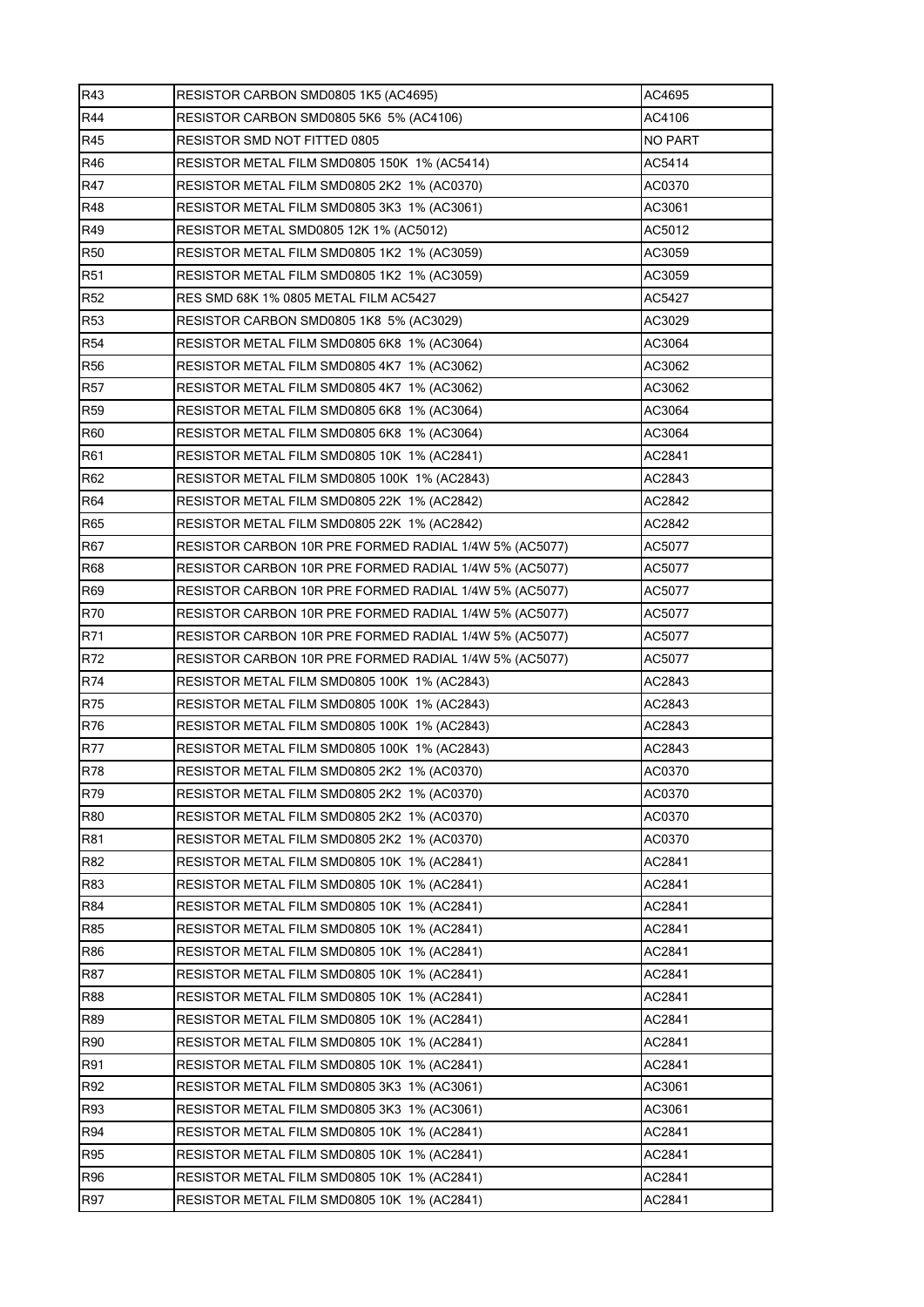| R43 | RESISTOR CARBON SMD0805 1K5 (AC4695) | AC4695 |
|---|---|---|
| R44 | RESISTOR CARBON SMD0805 5K6 5% (AC4106) | AC4106 |
| R45 | RESISTOR SMD NOT FITTED 0805 | NO PART |
| R46 | RESISTOR METAL FILM SMD0805 150K 1% (AC5414) | AC5414 |
| R47 | RESISTOR METAL FILM SMD0805 2K2 1% (AC0370) | AC0370 |
| R48 | RESISTOR METAL FILM SMD0805 3K3 1% (AC3061) | AC3061 |
| R49 | RESISTOR METAL SMD0805 12K 1% (AC5012) | AC5012 |
| R50 | RESISTOR METAL FILM SMD0805 1K2 1% (AC3059) | AC3059 |
| R51 | RESISTOR METAL FILM SMD0805 1K2 1% (AC3059) | AC3059 |
| R52 | RES SMD 68K 1% 0805 METAL FILM AC5427 | AC5427 |
| R53 | RESISTOR CARBON SMD0805 1K8 5% (AC3029) | AC3029 |
| R54 | RESISTOR METAL FILM SMD0805 6K8 1% (AC3064) | AC3064 |
| R56 | RESISTOR METAL FILM SMD0805 4K7 1% (AC3062) | AC3062 |
| R57 | RESISTOR METAL FILM SMD0805 4K7 1% (AC3062) | AC3062 |
| R59 | RESISTOR METAL FILM SMD0805 6K8 1% (AC3064) | AC3064 |
| R60 | RESISTOR METAL FILM SMD0805 6K8 1% (AC3064) | AC3064 |
| R61 | RESISTOR METAL FILM SMD0805 10K 1% (AC2841) | AC2841 |
| R62 | RESISTOR METAL FILM SMD0805 100K 1% (AC2843) | AC2843 |
| R64 | RESISTOR METAL FILM SMD0805 22K 1% (AC2842) | AC2842 |
| R65 | RESISTOR METAL FILM SMD0805 22K 1% (AC2842) | AC2842 |
| R67 | RESISTOR CARBON 10R PRE FORMED RADIAL 1/4W 5% (AC5077) | AC5077 |
| R68 | RESISTOR CARBON 10R PRE FORMED RADIAL 1/4W 5% (AC5077) | AC5077 |
| R69 | RESISTOR CARBON 10R PRE FORMED RADIAL 1/4W 5% (AC5077) | AC5077 |
| R70 | RESISTOR CARBON 10R PRE FORMED RADIAL 1/4W 5% (AC5077) | AC5077 |
| R71 | RESISTOR CARBON 10R PRE FORMED RADIAL 1/4W 5% (AC5077) | AC5077 |
| R72 | RESISTOR CARBON 10R PRE FORMED RADIAL 1/4W 5% (AC5077) | AC5077 |
| R74 | RESISTOR METAL FILM SMD0805 100K 1% (AC2843) | AC2843 |
| R75 | RESISTOR METAL FILM SMD0805 100K 1% (AC2843) | AC2843 |
| R76 | RESISTOR METAL FILM SMD0805 100K 1% (AC2843) | AC2843 |
| R77 | RESISTOR METAL FILM SMD0805 100K 1% (AC2843) | AC2843 |
| R78 | RESISTOR METAL FILM SMD0805 2K2 1% (AC0370) | AC0370 |
| R79 | RESISTOR METAL FILM SMD0805 2K2 1% (AC0370) | AC0370 |
| R80 | RESISTOR METAL FILM SMD0805 2K2 1% (AC0370) | AC0370 |
| R81 | RESISTOR METAL FILM SMD0805 2K2 1% (AC0370) | AC0370 |
| R82 | RESISTOR METAL FILM SMD0805 10K 1% (AC2841) | AC2841 |
| R83 | RESISTOR METAL FILM SMD0805 10K 1% (AC2841) | AC2841 |
| R84 | RESISTOR METAL FILM SMD0805 10K 1% (AC2841) | AC2841 |
| R85 | RESISTOR METAL FILM SMD0805 10K 1% (AC2841) | AC2841 |
| R86 | RESISTOR METAL FILM SMD0805 10K 1% (AC2841) | AC2841 |
| R87 | RESISTOR METAL FILM SMD0805 10K 1% (AC2841) | AC2841 |
| R88 | RESISTOR METAL FILM SMD0805 10K 1% (AC2841) | AC2841 |
| R89 | RESISTOR METAL FILM SMD0805 10K 1% (AC2841) | AC2841 |
| R90 | RESISTOR METAL FILM SMD0805 10K 1% (AC2841) | AC2841 |
| R91 | RESISTOR METAL FILM SMD0805 10K 1% (AC2841) | AC2841 |
| R92 | RESISTOR METAL FILM SMD0805 3K3 1% (AC3061) | AC3061 |
| R93 | RESISTOR METAL FILM SMD0805 3K3 1% (AC3061) | AC3061 |
| R94 | RESISTOR METAL FILM SMD0805 10K 1% (AC2841) | AC2841 |
| R95 | RESISTOR METAL FILM SMD0805 10K 1% (AC2841) | AC2841 |
| R96 | RESISTOR METAL FILM SMD0805 10K 1% (AC2841) | AC2841 |
| R97 | RESISTOR METAL FILM SMD0805 10K 1% (AC2841) | AC2841 |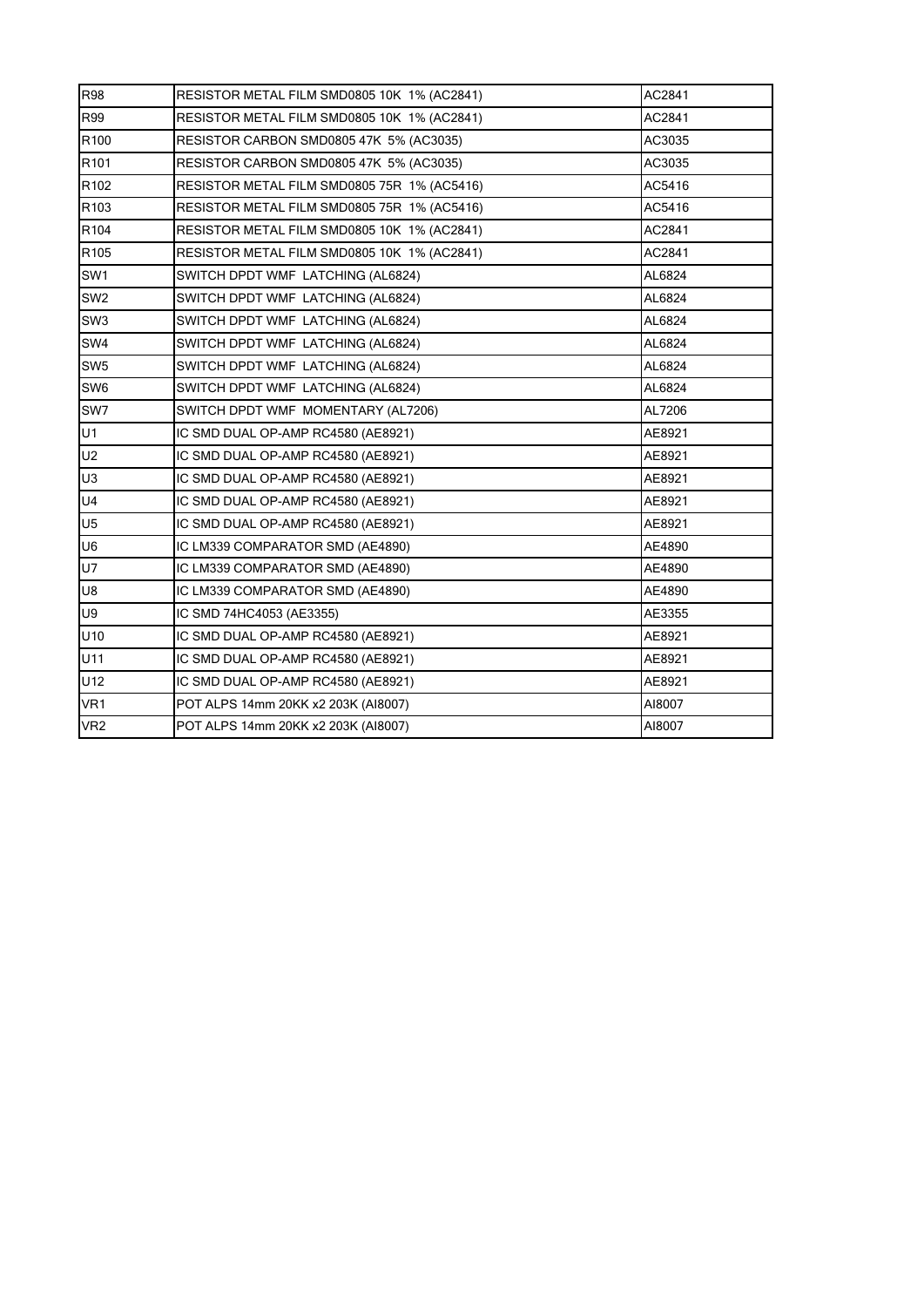| | | |
|---|---|---|
| R98 | RESISTOR METAL FILM SMD0805 10K 1% (AC2841) | AC2841 |
| R99 | RESISTOR METAL FILM SMD0805 10K 1% (AC2841) | AC2841 |
| R100 | RESISTOR CARBON SMD0805 47K 5% (AC3035) | AC3035 |
| R101 | RESISTOR CARBON SMD0805 47K 5% (AC3035) | AC3035 |
| R102 | RESISTOR METAL FILM SMD0805 75R 1% (AC5416) | AC5416 |
| R103 | RESISTOR METAL FILM SMD0805 75R 1% (AC5416) | AC5416 |
| R104 | RESISTOR METAL FILM SMD0805 10K 1% (AC2841) | AC2841 |
| R105 | RESISTOR METAL FILM SMD0805 10K 1% (AC2841) | AC2841 |
| SW1 | SWITCH DPDT WMF LATCHING (AL6824) | AL6824 |
| SW2 | SWITCH DPDT WMF LATCHING (AL6824) | AL6824 |
| SW3 | SWITCH DPDT WMF LATCHING (AL6824) | AL6824 |
| SW4 | SWITCH DPDT WMF LATCHING (AL6824) | AL6824 |
| SW5 | SWITCH DPDT WMF LATCHING (AL6824) | AL6824 |
| SW6 | SWITCH DPDT WMF LATCHING (AL6824) | AL6824 |
| SW7 | SWITCH DPDT WMF MOMENTARY (AL7206) | AL7206 |
| U1 | IC SMD DUAL OP-AMP RC4580 (AE8921) | AE8921 |
| U2 | IC SMD DUAL OP-AMP RC4580 (AE8921) | AE8921 |
| U3 | IC SMD DUAL OP-AMP RC4580 (AE8921) | AE8921 |
| U4 | IC SMD DUAL OP-AMP RC4580 (AE8921) | AE8921 |
| U5 | IC SMD DUAL OP-AMP RC4580 (AE8921) | AE8921 |
| U6 | IC LM339 COMPARATOR SMD (AE4890) | AE4890 |
| U7 | IC LM339 COMPARATOR SMD (AE4890) | AE4890 |
| U8 | IC LM339 COMPARATOR SMD (AE4890) | AE4890 |
| U9 | IC SMD 74HC4053 (AE3355) | AE3355 |
| U10 | IC SMD DUAL OP-AMP RC4580 (AE8921) | AE8921 |
| U11 | IC SMD DUAL OP-AMP RC4580 (AE8921) | AE8921 |
| U12 | IC SMD DUAL OP-AMP RC4580 (AE8921) | AE8921 |
| VR1 | POT ALPS 14mm 20KK x2 203K (AI8007) | AI8007 |
| VR2 | POT ALPS 14mm 20KK x2 203K (AI8007) | AI8007 |